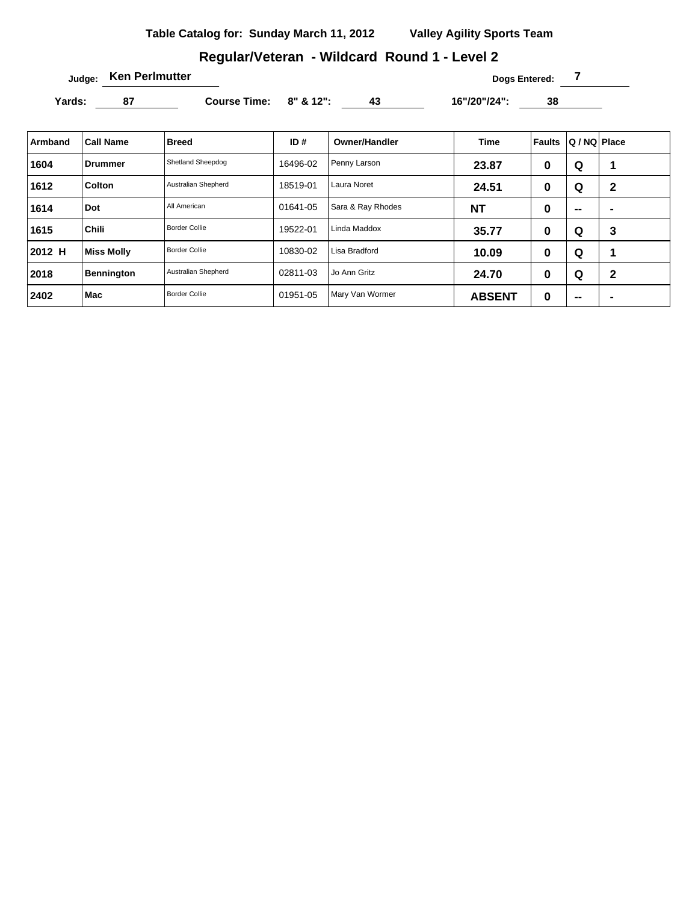**Table Catalog for: Sunday March 11, 2012 Valley Agility Sports Team**

## Regular/Veteran - Wildcard Round 1 - Level 2

Judge: **Ken Perlmutter** Dogs Entered: **7**

Yards: **87** Course Time: 8" & 12": **43** 16"/20"/24": **38**

| Armband | Call Name | Breed | ID # | Owner/Handler | Time | Faults | Q / NQ | Place |
|---|---|---|---|---|---|---|---|---|
| 1604 | Drummer | Shetland Sheepdog | 16496-02 | Penny Larson | 23.87 | 0 | Q | 1 |
| 1612 | Colton | Australian Shepherd | 18519-01 | Laura Noret | 24.51 | 0 | Q | 2 |
| 1614 | Dot | All American | 01641-05 | Sara & Ray Rhodes | NT | 0 | -- | - |
| 1615 | Chili | Border Collie | 19522-01 | Linda Maddox | 35.77 | 0 | Q | 3 |
| 2012 H | Miss Molly | Border Collie | 10830-02 | Lisa Bradford | 10.09 | 0 | Q | 1 |
| 2018 | Bennington | Australian Shepherd | 02811-03 | Jo Ann Gritz | 24.70 | 0 | Q | 2 |
| 2402 | Mac | Border Collie | 01951-05 | Mary Van Wormer | ABSENT | 0 | -- | - |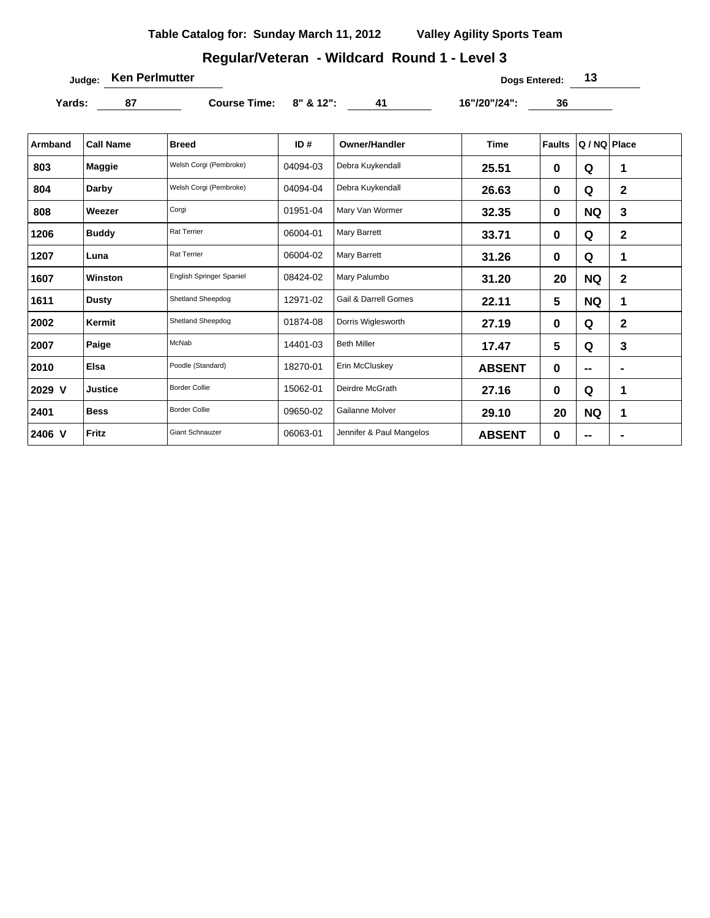Table Catalog for: Sunday March 11, 2012 Valley Agility Sports Team

## Regular/Veteran - Wildcard Round 1 - Level 3

Judge: **Ken Perlmutter** Dogs Entered: **13**

Yards: **87** Course Time: 8" & 12": **41** 16"/20"/24": **36**

| Armband | Call Name | Breed | ID # | Owner/Handler | Time | Faults | Q / NQ | Place |
|---|---|---|---|---|---|---|---|---|
| 803 | Maggie | Welsh Corgi (Pembroke) | 04094-03 | Debra Kuykendall | 25.51 | 0 | Q | 1 |
| 804 | Darby | Welsh Corgi (Pembroke) | 04094-04 | Debra Kuykendall | 26.63 | 0 | Q | 2 |
| 808 | Weezer | Corgi | 01951-04 | Mary Van Wormer | 32.35 | 0 | NQ | 3 |
| 1206 | Buddy | Rat Terrier | 06004-01 | Mary Barrett | 33.71 | 0 | Q | 2 |
| 1207 | Luna | Rat Terrier | 06004-02 | Mary Barrett | 31.26 | 0 | Q | 1 |
| 1607 | Winston | English Springer Spaniel | 08424-02 | Mary Palumbo | 31.20 | 20 | NQ | 2 |
| 1611 | Dusty | Shetland Sheepdog | 12971-02 | Gail & Darrell Gomes | 22.11 | 5 | NQ | 1 |
| 2002 | Kermit | Shetland Sheepdog | 01874-08 | Dorris Wiglesworth | 27.19 | 0 | Q | 2 |
| 2007 | Paige | McNab | 14401-03 | Beth Miller | 17.47 | 5 | Q | 3 |
| 2010 | Elsa | Poodle (Standard) | 18270-01 | Erin McCluskey | ABSENT | 0 | -- | - |
| 2029 V | Justice | Border Collie | 15062-01 | Deirdre McGrath | 27.16 | 0 | Q | 1 |
| 2401 | Bess | Border Collie | 09650-02 | Gailanne Molver | 29.10 | 20 | NQ | 1 |
| 2406 V | Fritz | Giant Schnauzer | 06063-01 | Jennifer & Paul Mangelos | ABSENT | 0 | -- | - |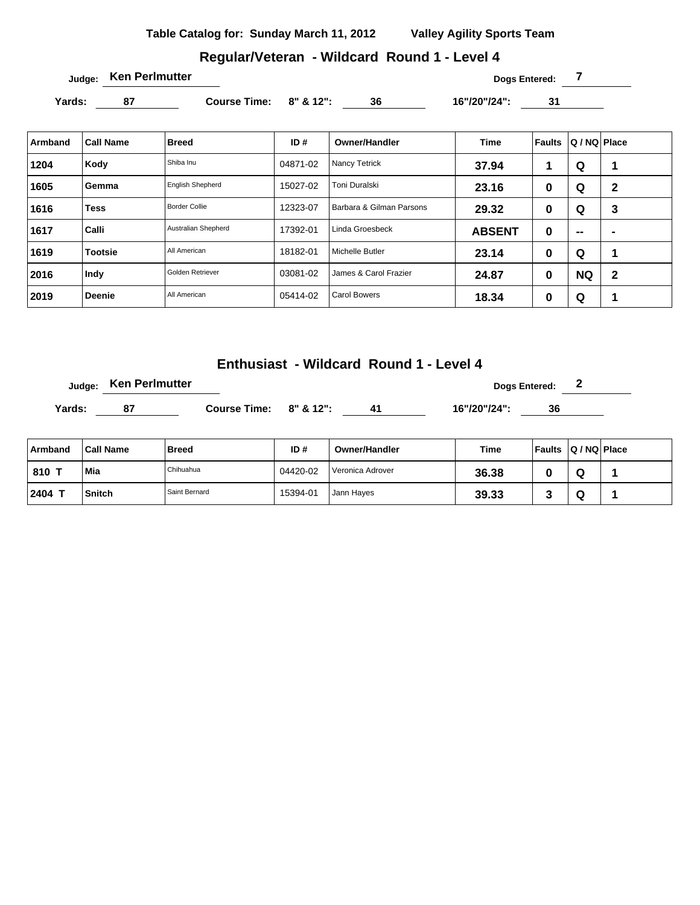**Table Catalog for: Sunday March 11, 2012** **Valley Agility Sports Team**

## Regular/Veteran - Wildcard Round 1 - Level 4

Judge: **Ken Perlmutter** Dogs Entered: **7**

**Yards:** 87 **Course Time: 8" & 12":** 36 **16"/20"/24":** 31

| Armband | Call Name | Breed | ID # | Owner/Handler | Time | Faults | Q / NQ | Place |
|---|---|---|---|---|---|---|---|---|
| 1204 | Kody | Shiba Inu | 04871-02 | Nancy Tetrick | 37.94 | 1 | Q | 1 |
| 1605 | Gemma | English Shepherd | 15027-02 | Toni Duralski | 23.16 | 0 | Q | 2 |
| 1616 | Tess | Border Collie | 12323-07 | Barbara & Gilman Parsons | 29.32 | 0 | Q | 3 |
| 1617 | Calli | Australian Shepherd | 17392-01 | Linda Groesbeck | ABSENT | 0 | -- | - |
| 1619 | Tootsie | All American | 18182-01 | Michelle Butler | 23.14 | 0 | Q | 1 |
| 2016 | Indy | Golden Retriever | 03081-02 | James & Carol Frazier | 24.87 | 0 | NQ | 2 |
| 2019 | Deenie | All American | 05414-02 | Carol Bowers | 18.34 | 0 | Q | 1 |

## Enthusiast - Wildcard Round 1 - Level 4

Judge: **Ken Perlmutter** Dogs Entered: **2**

**Yards:** 87 **Course Time: 8" & 12":** 41 **16"/20"/24":** 36

| Armband | Call Name | Breed | ID # | Owner/Handler | Time | Faults | Q / NQ | Place |
|---|---|---|---|---|---|---|---|---|
| 810 T | Mia | Chihuahua | 04420-02 | Veronica Adrover | 36.38 | 0 | Q | 1 |
| 2404 T | Snitch | Saint Bernard | 15394-01 | Jann Hayes | 39.33 | 3 | Q | 1 |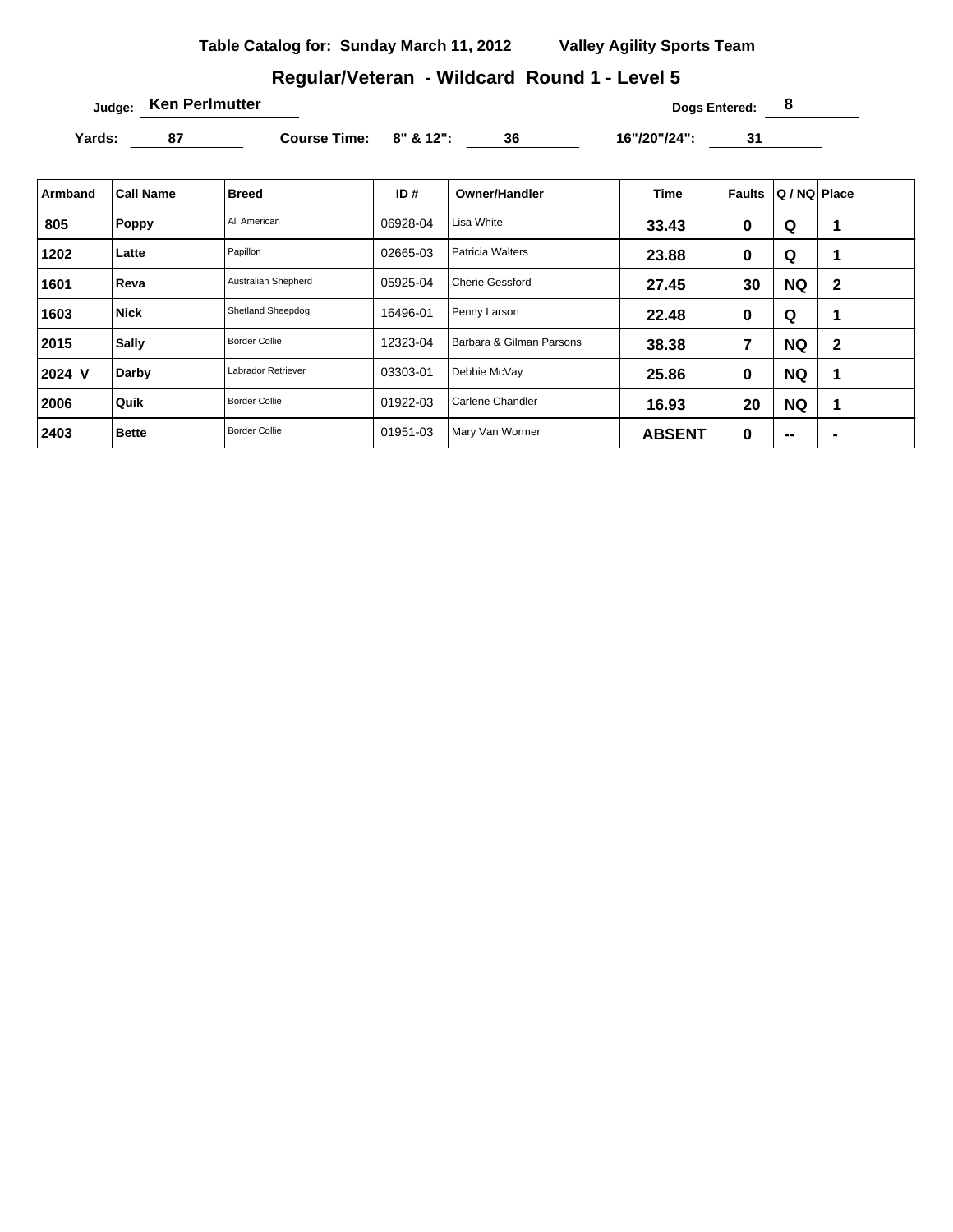**Table Catalog for: Sunday March 11, 2012 Valley Agility Sports Team**

## Regular/Veteran - Wildcard Round 1 - Level 5

**Judge:** Ken Perlmutter **Dogs Entered:** 8

**Yards:** 87 **Course Time:** 8" & 12": 36 16"/20"/24": 31

| Armband | Call Name | Breed | ID # | Owner/Handler | Time | Faults | Q / NQ | Place |
|---|---|---|---|---|---|---|---|---|
| 805 | Poppy | All American | 06928-04 | Lisa White | 33.43 | 0 | Q | 1 |
| 1202 | Latte | Papillon | 02665-03 | Patricia Walters | 23.88 | 0 | Q | 1 |
| 1601 | Reva | Australian Shepherd | 05925-04 | Cherie Gessford | 27.45 | 30 | NQ | 2 |
| 1603 | Nick | Shetland Sheepdog | 16496-01 | Penny Larson | 22.48 | 0 | Q | 1 |
| 2015 | Sally | Border Collie | 12323-04 | Barbara & Gilman Parsons | 38.38 | 7 | NQ | 2 |
| 2024 V | Darby | Labrador Retriever | 03303-01 | Debbie McVay | 25.86 | 0 | NQ | 1 |
| 2006 | Quik | Border Collie | 01922-03 | Carlene Chandler | 16.93 | 20 | NQ | 1 |
| 2403 | Bette | Border Collie | 01951-03 | Mary Van Wormer | ABSENT | 0 | -- | - |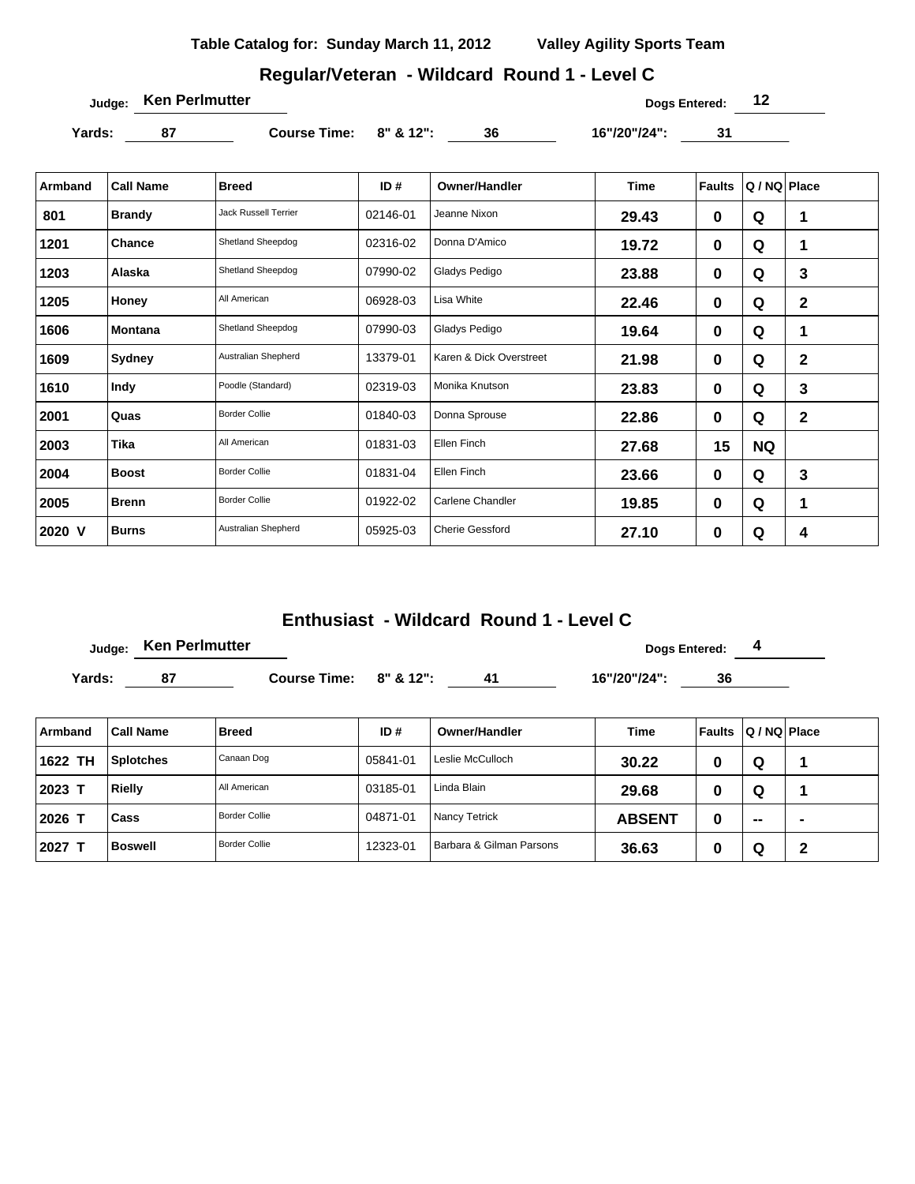Table Catalog for: Sunday March 11, 2012 Valley Agility Sports Team

## Regular/Veteran - Wildcard Round 1 - Level C

Judge: **Ken Perlmutter** Dogs Entered: **12**

Yards: **87** Course Time: 8" & 12": **36** 16"/20"/24": **31**

| Armband | Call Name | Breed | ID # | Owner/Handler | Time | Faults | Q / NQ | Place |
|---|---|---|---|---|---|---|---|---|
| 801 | Brandy | Jack Russell Terrier | 02146-01 | Jeanne Nixon | 29.43 | 0 | Q | 1 |
| 1201 | Chance | Shetland Sheepdog | 02316-02 | Donna D'Amico | 19.72 | 0 | Q | 1 |
| 1203 | Alaska | Shetland Sheepdog | 07990-02 | Gladys Pedigo | 23.88 | 0 | Q | 3 |
| 1205 | Honey | All American | 06928-03 | Lisa White | 22.46 | 0 | Q | 2 |
| 1606 | Montana | Shetland Sheepdog | 07990-03 | Gladys Pedigo | 19.64 | 0 | Q | 1 |
| 1609 | Sydney | Australian Shepherd | 13379-01 | Karen & Dick Overstreet | 21.98 | 0 | Q | 2 |
| 1610 | Indy | Poodle (Standard) | 02319-03 | Monika Knutson | 23.83 | 0 | Q | 3 |
| 2001 | Quas | Border Collie | 01840-03 | Donna Sprouse | 22.86 | 0 | Q | 2 |
| 2003 | Tika | All American | 01831-03 | Ellen Finch | 27.68 | 15 | NQ | |
| 2004 | Boost | Border Collie | 01831-04 | Ellen Finch | 23.66 | 0 | Q | 3 |
| 2005 | Brenn | Border Collie | 01922-02 | Carlene Chandler | 19.85 | 0 | Q | 1 |
| 2020 V | Burns | Australian Shepherd | 05925-03 | Cherie Gessford | 27.10 | 0 | Q | 4 |

## Enthusiast - Wildcard Round 1 - Level C

Judge: **Ken Perlmutter** Dogs Entered: **4**

Yards: **87** Course Time: 8" & 12": **41** 16"/20"/24": **36**

| Armband | Call Name | Breed | ID # | Owner/Handler | Time | Faults | Q / NQ | Place |
|---|---|---|---|---|---|---|---|---|
| 1622 TH | Splotches | Canaan Dog | 05841-01 | Leslie McCulloch | 30.22 | 0 | Q | 1 |
| 2023 T | Rielly | All American | 03185-01 | Linda Blain | 29.68 | 0 | Q | 1 |
| 2026 T | Cass | Border Collie | 04871-01 | Nancy Tetrick | ABSENT | 0 | -- | - |
| 2027 T | Boswell | Border Collie | 12323-01 | Barbara & Gilman Parsons | 36.63 | 0 | Q | 2 |